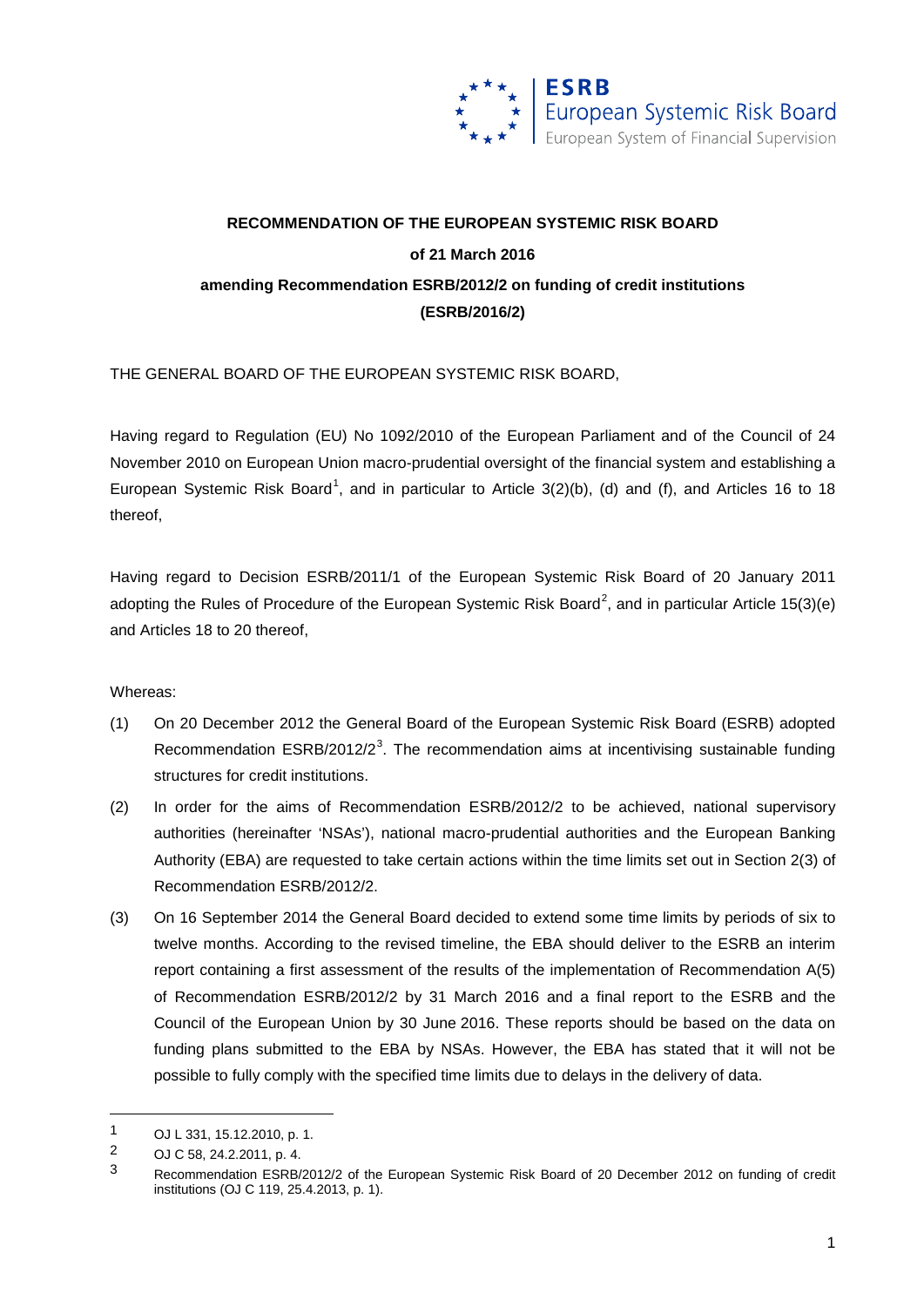**RECOMMENDATION OF THE EUROPEAN SYSTEMIC RISK BOARD**

**of 21 March 2016**

**amending Recommendation ESRB/2012/2 on funding of credit institutions**

**(ESRB/2016/2)**

THE GENERAL BOARD OF THE EUROPEAN SYSTEMIC RISK BOARD,

Having regard to Regulation (EU) No 1092/2010 of the European Parliament and of the Council of 24 November 2010 on European Union macro-prudential oversight of the financial system and establishing a European Systemic Risk Board[1], and in particular to Article 3(2)(b), (d) and (f), and Articles 16 to 18 thereof,

Having regard to Decision ESRB/2011/1 of the European Systemic Risk Board of 20 January 2011 adopting the Rules of Procedure of the European Systemic Risk Board[2], and in particular Article 15(3)(e) and Articles 18 to 20 thereof,

Whereas:

(1) On 20 December 2012 the General Board of the European Systemic Risk Board (ESRB) adopted Recommendation ESRB/2012/2[3]. The recommendation aims at incentivising sustainable funding structures for credit institutions.

(2) In order for the aims of Recommendation ESRB/2012/2 to be achieved, national supervisory authorities (hereinafter 'NSAs'), national macro-prudential authorities and the European Banking Authority (EBA) are requested to take certain actions within the time limits set out in Section 2(3) of Recommendation ESRB/2012/2.

(3) On 16 September 2014 the General Board decided to extend some time limits by periods of six to twelve months. According to the revised timeline, the EBA should deliver to the ESRB an interim report containing a first assessment of the results of the implementation of Recommendation A(5) of Recommendation ESRB/2012/2 by 31 March 2016 and a final report to the ESRB and the Council of the European Union by 30 June 2016. These reports should be based on the data on funding plans submitted to the EBA by NSAs. However, the EBA has stated that it will not be possible to fully comply with the specified time limits due to delays in the delivery of data.

---

1 OJ L 331, 15.12.2010, p. 1.

2 OJ C 58, 24.2.2011, p. 4.

3 Recommendation ESRB/2012/2 of the European Systemic Risk Board of 20 December 2012 on funding of credit institutions (OJ C 119, 25.4.2013, p. 1).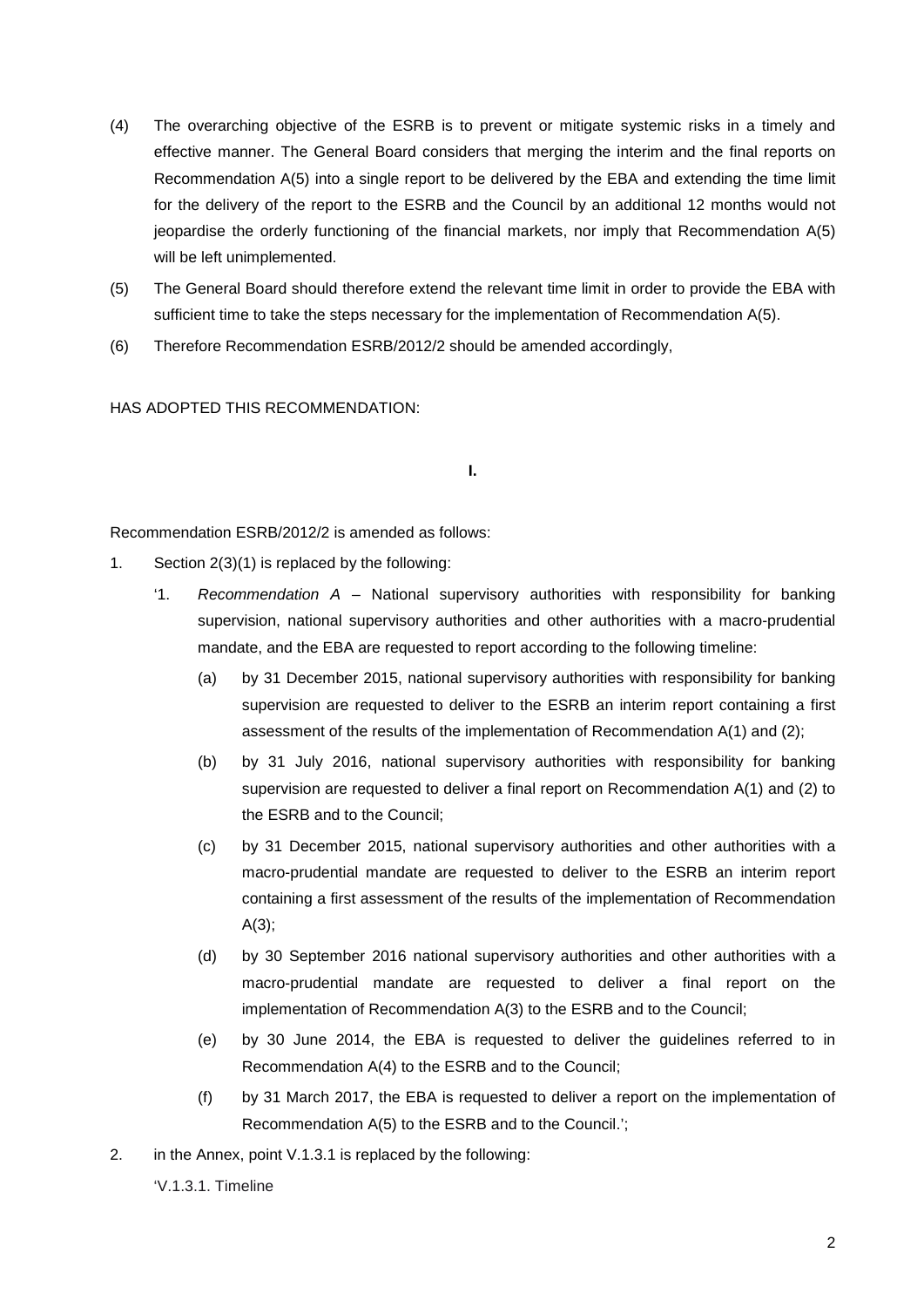(4) The overarching objective of the ESRB is to prevent or mitigate systemic risks in a timely and effective manner. The General Board considers that merging the interim and the final reports on Recommendation A(5) into a single report to be delivered by the EBA and extending the time limit for the delivery of the report to the ESRB and the Council by an additional 12 months would not jeopardise the orderly functioning of the financial markets, nor imply that Recommendation A(5) will be left unimplemented.

(5) The General Board should therefore extend the relevant time limit in order to provide the EBA with sufficient time to take the steps necessary for the implementation of Recommendation A(5).

(6) Therefore Recommendation ESRB/2012/2 should be amended accordingly,

HAS ADOPTED THIS RECOMMENDATION:

**I.**

Recommendation ESRB/2012/2 is amended as follows:

1. Section 2(3)(1) is replaced by the following:

   '1. *Recommendation A* – National supervisory authorities with responsibility for banking supervision, national supervisory authorities and other authorities with a macro-prudential mandate, and the EBA are requested to report according to the following timeline:

   (a) by 31 December 2015, national supervisory authorities with responsibility for banking supervision are requested to deliver to the ESRB an interim report containing a first assessment of the results of the implementation of Recommendation A(1) and (2);

   (b) by 31 July 2016, national supervisory authorities with responsibility for banking supervision are requested to deliver a final report on Recommendation A(1) and (2) to the ESRB and to the Council;

   (c) by 31 December 2015, national supervisory authorities and other authorities with a macro-prudential mandate are requested to deliver to the ESRB an interim report containing a first assessment of the results of the implementation of Recommendation A(3);

   (d) by 30 September 2016 national supervisory authorities and other authorities with a macro-prudential mandate are requested to deliver a final report on the implementation of Recommendation A(3) to the ESRB and to the Council;

   (e) by 30 June 2014, the EBA is requested to deliver the guidelines referred to in Recommendation A(4) to the ESRB and to the Council;

   (f) by 31 March 2017, the EBA is requested to deliver a report on the implementation of Recommendation A(5) to the ESRB and to the Council.';

2. in the Annex, point V.1.3.1 is replaced by the following:

   'V.1.3.1. Timeline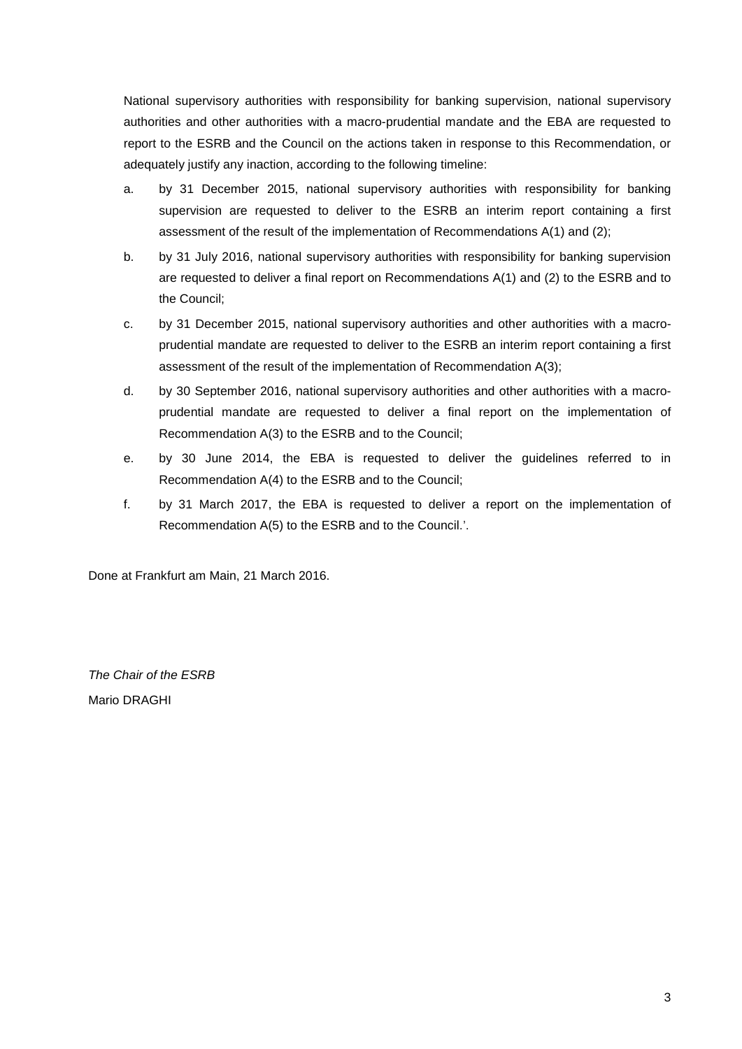National supervisory authorities with responsibility for banking supervision, national supervisory authorities and other authorities with a macro-prudential mandate and the EBA are requested to report to the ESRB and the Council on the actions taken in response to this Recommendation, or adequately justify any inaction, according to the following timeline:

a. by 31 December 2015, national supervisory authorities with responsibility for banking supervision are requested to deliver to the ESRB an interim report containing a first assessment of the result of the implementation of Recommendations A(1) and (2);

b. by 31 July 2016, national supervisory authorities with responsibility for banking supervision are requested to deliver a final report on Recommendations A(1) and (2) to the ESRB and to the Council;

c. by 31 December 2015, national supervisory authorities and other authorities with a macro-prudential mandate are requested to deliver to the ESRB an interim report containing a first assessment of the result of the implementation of Recommendation A(3);

d. by 30 September 2016, national supervisory authorities and other authorities with a macro-prudential mandate are requested to deliver a final report on the implementation of Recommendation A(3) to the ESRB and to the Council;

e. by 30 June 2014, the EBA is requested to deliver the guidelines referred to in Recommendation A(4) to the ESRB and to the Council;

f. by 31 March 2017, the EBA is requested to deliver a report on the implementation of Recommendation A(5) to the ESRB and to the Council.'.

Done at Frankfurt am Main, 21 March 2016.

*The Chair of the ESRB*

Mario DRAGHI